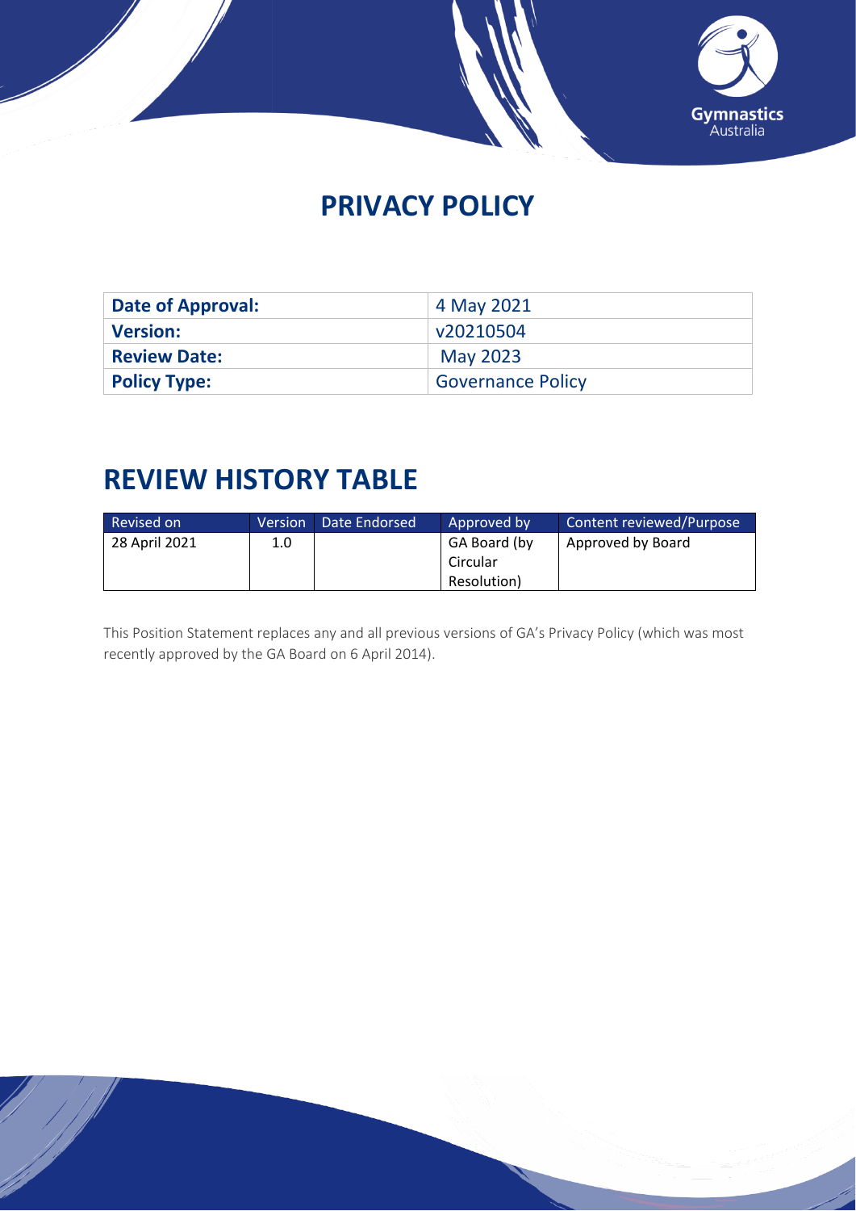# PRIVACY POLICY

| Date of Approval: | 4 May 2021 |
|---|---|
| Version: | v20210504 |
| Review Date: | May 2023 |
| Policy Type: | Governance Policy |

## REVIEW HISTORY TABLE

| Revised on | Version | Date Endorsed | Approved by | Content reviewed/Purpose |
|---|---|---|---|---|
| 28 April 2021 | 1.0 | | GA Board (by Circular Resolution) | Approved by Board |

This Position Statement replaces any and all previous versions of GA's Privacy Policy (which was most recently approved by the GA Board on 6 April 2014).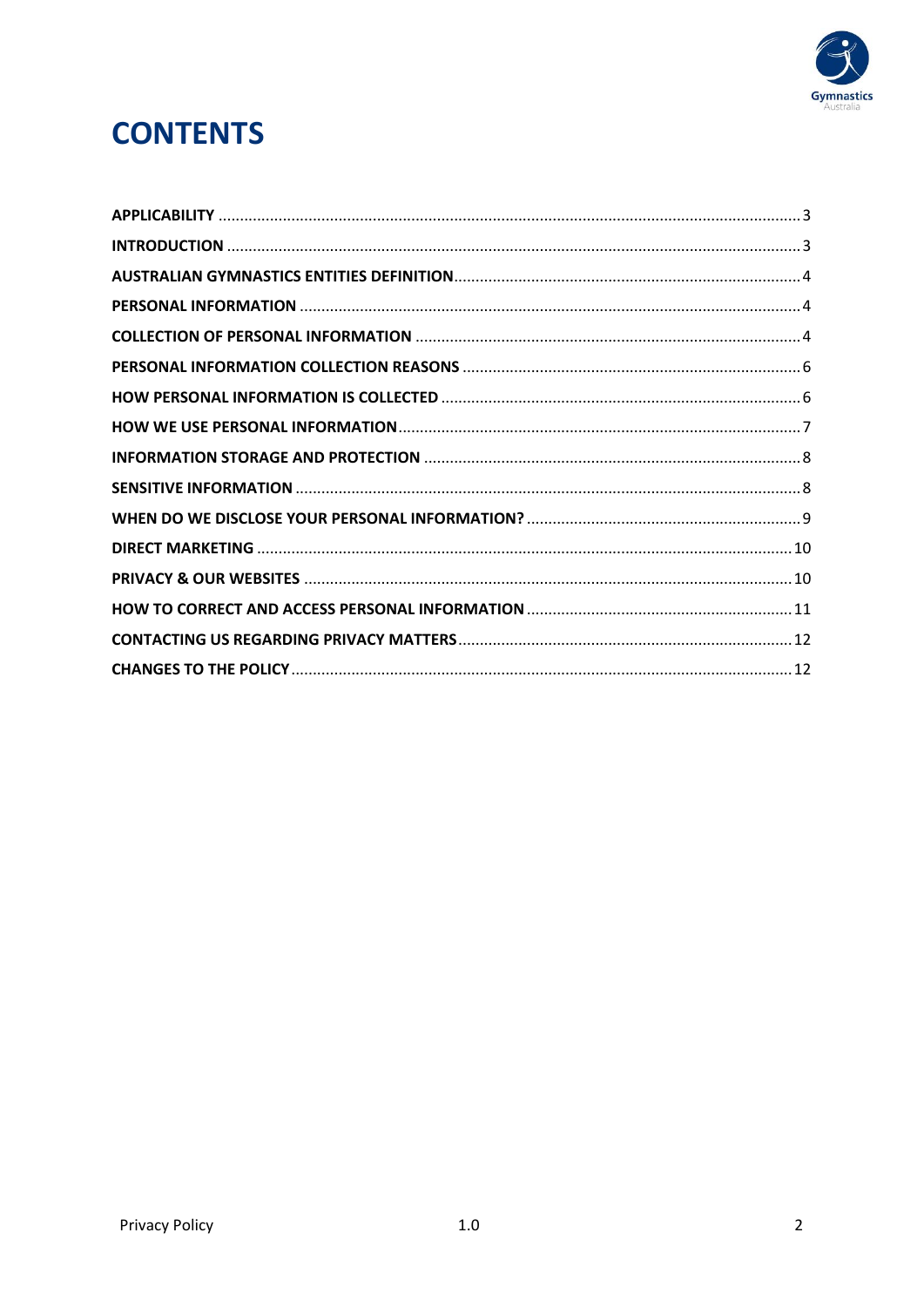# CONTENTS

| | |
|---|---|
| **APPLICABILITY** | 3 |
| **INTRODUCTION** | 3 |
| **AUSTRALIAN GYMNASTICS ENTITIES DEFINITION** | 4 |
| **PERSONAL INFORMATION** | 4 |
| **COLLECTION OF PERSONAL INFORMATION** | 4 |
| **PERSONAL INFORMATION COLLECTION REASONS** | 6 |
| **HOW PERSONAL INFORMATION IS COLLECTED** | 6 |
| **HOW WE USE PERSONAL INFORMATION** | 7 |
| **INFORMATION STORAGE AND PROTECTION** | 8 |
| **SENSITIVE INFORMATION** | 8 |
| **WHEN DO WE DISCLOSE YOUR PERSONAL INFORMATION?** | 9 |
| **DIRECT MARKETING** | 10 |
| **PRIVACY & OUR WEBSITES** | 10 |
| **HOW TO CORRECT AND ACCESS PERSONAL INFORMATION** | 11 |
| **CONTACTING US REGARDING PRIVACY MATTERS** | 12 |
| **CHANGES TO THE POLICY** | 12 |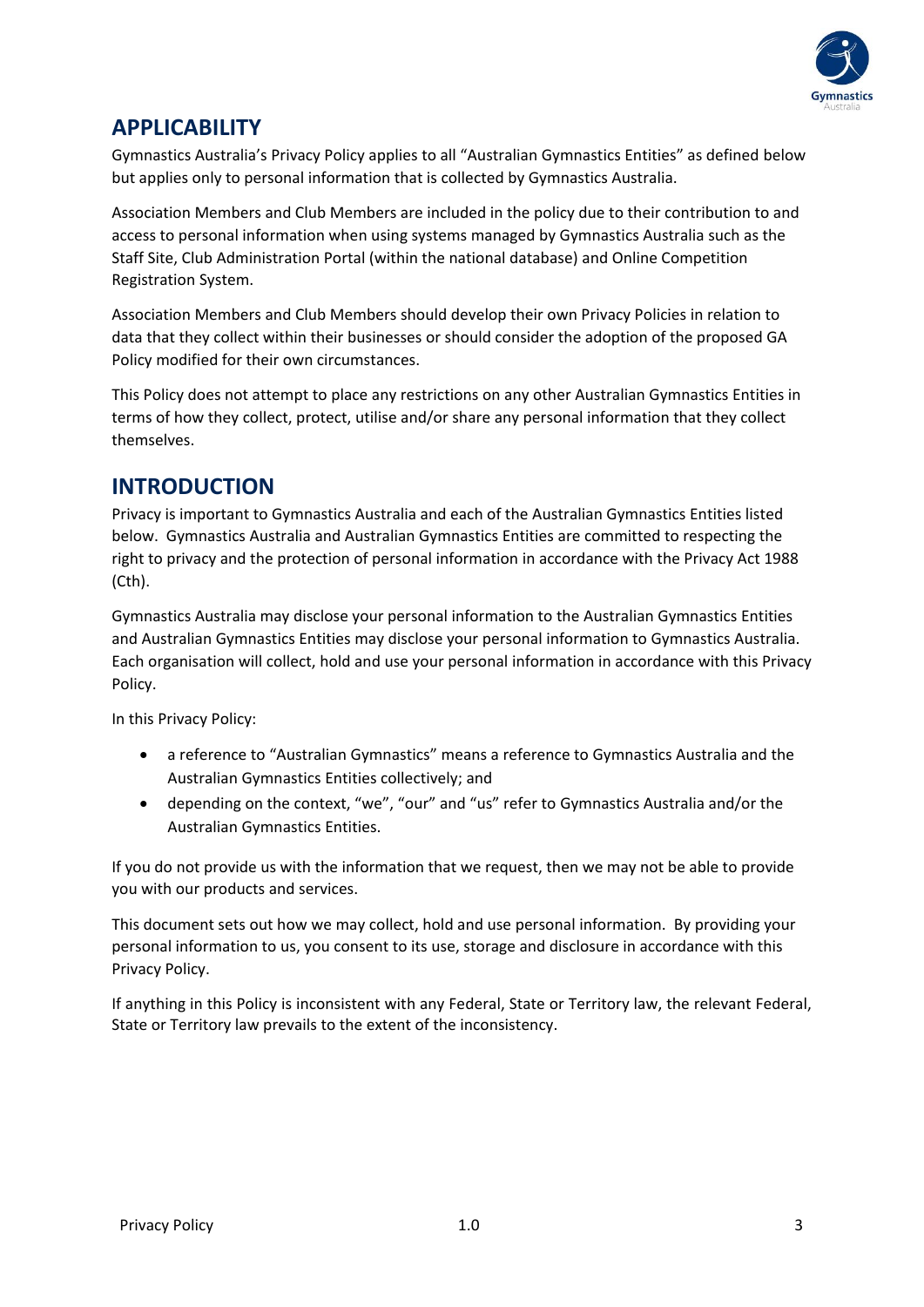## APPLICABILITY

Gymnastics Australia's Privacy Policy applies to all "Australian Gymnastics Entities" as defined below but applies only to personal information that is collected by Gymnastics Australia.

Association Members and Club Members are included in the policy due to their contribution to and access to personal information when using systems managed by Gymnastics Australia such as the Staff Site, Club Administration Portal (within the national database) and Online Competition Registration System.

Association Members and Club Members should develop their own Privacy Policies in relation to data that they collect within their businesses or should consider the adoption of the proposed GA Policy modified for their own circumstances.

This Policy does not attempt to place any restrictions on any other Australian Gymnastics Entities in terms of how they collect, protect, utilise and/or share any personal information that they collect themselves.

## INTRODUCTION

Privacy is important to Gymnastics Australia and each of the Australian Gymnastics Entities listed below. Gymnastics Australia and Australian Gymnastics Entities are committed to respecting the right to privacy and the protection of personal information in accordance with the Privacy Act 1988 (Cth).

Gymnastics Australia may disclose your personal information to the Australian Gymnastics Entities and Australian Gymnastics Entities may disclose your personal information to Gymnastics Australia. Each organisation will collect, hold and use your personal information in accordance with this Privacy Policy.

In this Privacy Policy:

- a reference to "Australian Gymnastics" means a reference to Gymnastics Australia and the Australian Gymnastics Entities collectively; and
- depending on the context, "we", "our" and "us" refer to Gymnastics Australia and/or the Australian Gymnastics Entities.

If you do not provide us with the information that we request, then we may not be able to provide you with our products and services.

This document sets out how we may collect, hold and use personal information. By providing your personal information to us, you consent to its use, storage and disclosure in accordance with this Privacy Policy.

If anything in this Policy is inconsistent with any Federal, State or Territory law, the relevant Federal, State or Territory law prevails to the extent of the inconsistency.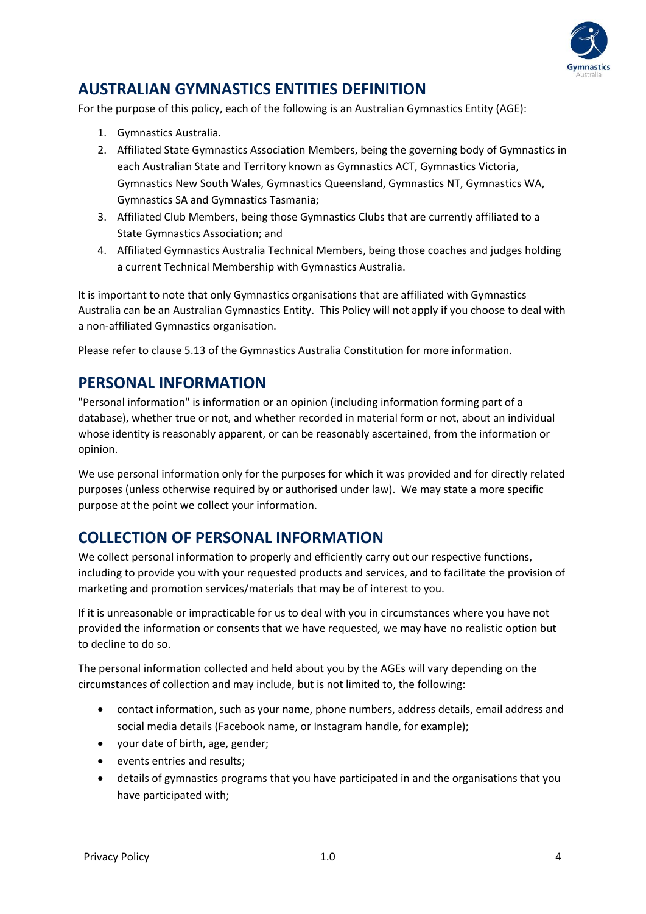## AUSTRALIAN GYMNASTICS ENTITIES DEFINITION

For the purpose of this policy, each of the following is an Australian Gymnastics Entity (AGE):

1. Gymnastics Australia.
2. Affiliated State Gymnastics Association Members, being the governing body of Gymnastics in each Australian State and Territory known as Gymnastics ACT, Gymnastics Victoria, Gymnastics New South Wales, Gymnastics Queensland, Gymnastics NT, Gymnastics WA, Gymnastics SA and Gymnastics Tasmania;
3. Affiliated Club Members, being those Gymnastics Clubs that are currently affiliated to a State Gymnastics Association; and
4. Affiliated Gymnastics Australia Technical Members, being those coaches and judges holding a current Technical Membership with Gymnastics Australia.

It is important to note that only Gymnastics organisations that are affiliated with Gymnastics Australia can be an Australian Gymnastics Entity. This Policy will not apply if you choose to deal with a non-affiliated Gymnastics organisation.

Please refer to clause 5.13 of the Gymnastics Australia Constitution for more information.

## PERSONAL INFORMATION

"Personal information" is information or an opinion (including information forming part of a database), whether true or not, and whether recorded in material form or not, about an individual whose identity is reasonably apparent, or can be reasonably ascertained, from the information or opinion.

We use personal information only for the purposes for which it was provided and for directly related purposes (unless otherwise required by or authorised under law). We may state a more specific purpose at the point we collect your information.

## COLLECTION OF PERSONAL INFORMATION

We collect personal information to properly and efficiently carry out our respective functions, including to provide you with your requested products and services, and to facilitate the provision of marketing and promotion services/materials that may be of interest to you.

If it is unreasonable or impracticable for us to deal with you in circumstances where you have not provided the information or consents that we have requested, we may have no realistic option but to decline to do so.

The personal information collected and held about you by the AGEs will vary depending on the circumstances of collection and may include, but is not limited to, the following:

- contact information, such as your name, phone numbers, address details, email address and social media details (Facebook name, or Instagram handle, for example);
- your date of birth, age, gender;
- events entries and results;
- details of gymnastics programs that you have participated in and the organisations that you have participated with;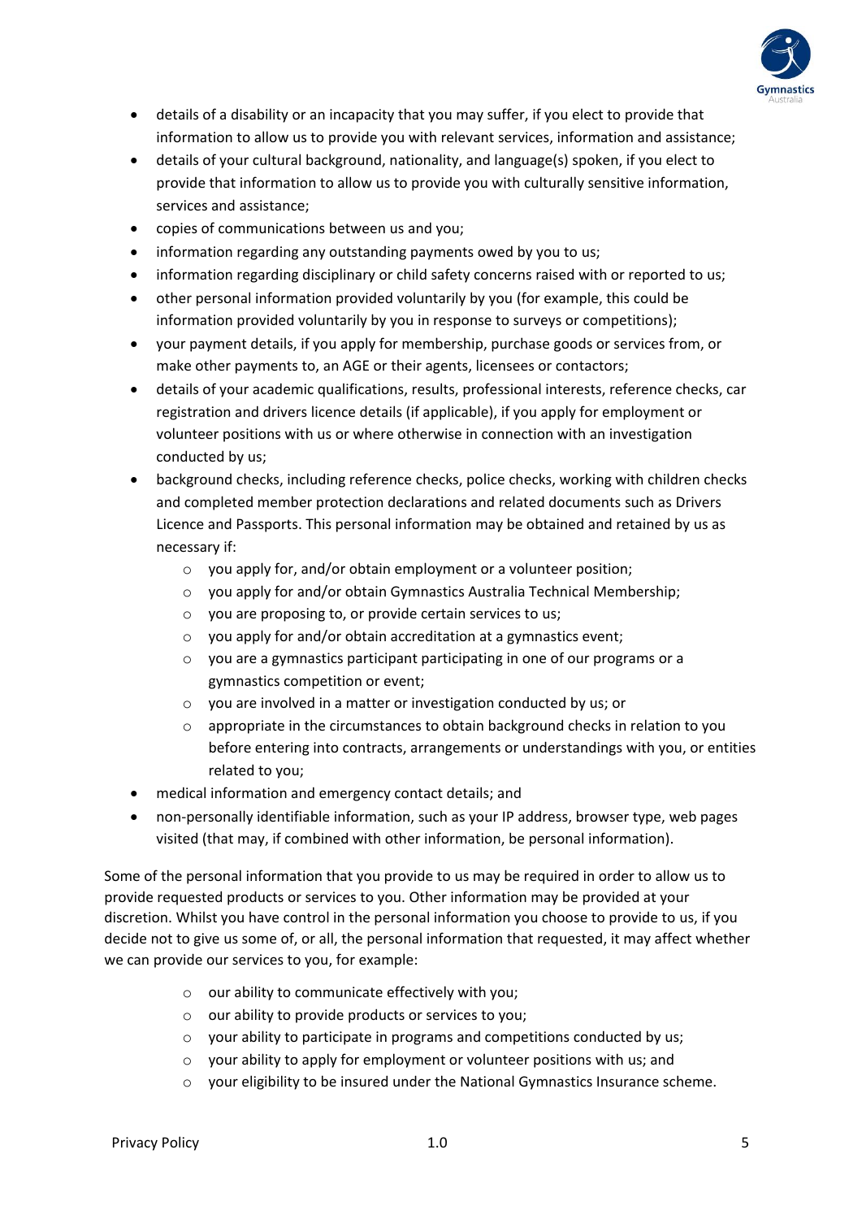- details of a disability or an incapacity that you may suffer, if you elect to provide that information to allow us to provide you with relevant services, information and assistance;
- details of your cultural background, nationality, and language(s) spoken, if you elect to provide that information to allow us to provide you with culturally sensitive information, services and assistance;
- copies of communications between us and you;
- information regarding any outstanding payments owed by you to us;
- information regarding disciplinary or child safety concerns raised with or reported to us;
- other personal information provided voluntarily by you (for example, this could be information provided voluntarily by you in response to surveys or competitions);
- your payment details, if you apply for membership, purchase goods or services from, or make other payments to, an AGE or their agents, licensees or contactors;
- details of your academic qualifications, results, professional interests, reference checks, car registration and drivers licence details (if applicable), if you apply for employment or volunteer positions with us or where otherwise in connection with an investigation conducted by us;
- background checks, including reference checks, police checks, working with children checks and completed member protection declarations and related documents such as Drivers Licence and Passports. This personal information may be obtained and retained by us as necessary if:
  - you apply for, and/or obtain employment or a volunteer position;
  - you apply for and/or obtain Gymnastics Australia Technical Membership;
  - you are proposing to, or provide certain services to us;
  - you apply for and/or obtain accreditation at a gymnastics event;
  - you are a gymnastics participant participating in one of our programs or a gymnastics competition or event;
  - you are involved in a matter or investigation conducted by us; or
  - appropriate in the circumstances to obtain background checks in relation to you before entering into contracts, arrangements or understandings with you, or entities related to you;
- medical information and emergency contact details; and
- non-personally identifiable information, such as your IP address, browser type, web pages visited (that may, if combined with other information, be personal information).

Some of the personal information that you provide to us may be required in order to allow us to provide requested products or services to you. Other information may be provided at your discretion. Whilst you have control in the personal information you choose to provide to us, if you decide not to give us some of, or all, the personal information that requested, it may affect whether we can provide our services to you, for example:

- our ability to communicate effectively with you;
- our ability to provide products or services to you;
- your ability to participate in programs and competitions conducted by us;
- your ability to apply for employment or volunteer positions with us; and
- your eligibility to be insured under the National Gymnastics Insurance scheme.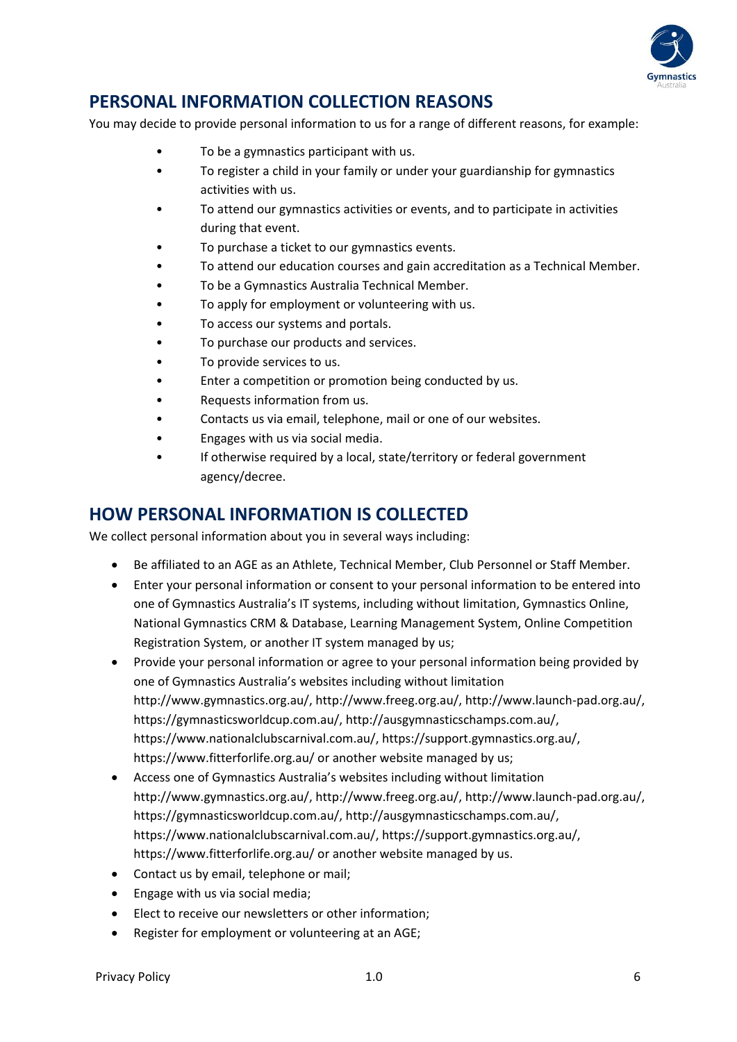## PERSONAL INFORMATION COLLECTION REASONS

You may decide to provide personal information to us for a range of different reasons, for example:

- To be a gymnastics participant with us.
- To register a child in your family or under your guardianship for gymnastics activities with us.
- To attend our gymnastics activities or events, and to participate in activities during that event.
- To purchase a ticket to our gymnastics events.
- To attend our education courses and gain accreditation as a Technical Member.
- To be a Gymnastics Australia Technical Member.
- To apply for employment or volunteering with us.
- To access our systems and portals.
- To purchase our products and services.
- To provide services to us.
- Enter a competition or promotion being conducted by us.
- Requests information from us.
- Contacts us via email, telephone, mail or one of our websites.
- Engages with us via social media.
- If otherwise required by a local, state/territory or federal government agency/decree.

## HOW PERSONAL INFORMATION IS COLLECTED

We collect personal information about you in several ways including:

- Be affiliated to an AGE as an Athlete, Technical Member, Club Personnel or Staff Member.
- Enter your personal information or consent to your personal information to be entered into one of Gymnastics Australia's IT systems, including without limitation, Gymnastics Online, National Gymnastics CRM & Database, Learning Management System, Online Competition Registration System, or another IT system managed by us;
- Provide your personal information or agree to your personal information being provided by one of Gymnastics Australia's websites including without limitation http://www.gymnastics.org.au/, http://www.freeg.org.au/, http://www.launch-pad.org.au/, https://gymnasticsworldcup.com.au/, http://ausgymnasticschamps.com.au/, https://www.nationalclubscarnival.com.au/, https://support.gymnastics.org.au/, https://www.fitterforlife.org.au/ or another website managed by us;
- Access one of Gymnastics Australia's websites including without limitation http://www.gymnastics.org.au/, http://www.freeg.org.au/, http://www.launch-pad.org.au/, https://gymnasticsworldcup.com.au/, http://ausgymnasticschamps.com.au/, https://www.nationalclubscarnival.com.au/, https://support.gymnastics.org.au/, https://www.fitterforlife.org.au/ or another website managed by us.
- Contact us by email, telephone or mail;
- Engage with us via social media;
- Elect to receive our newsletters or other information;
- Register for employment or volunteering at an AGE;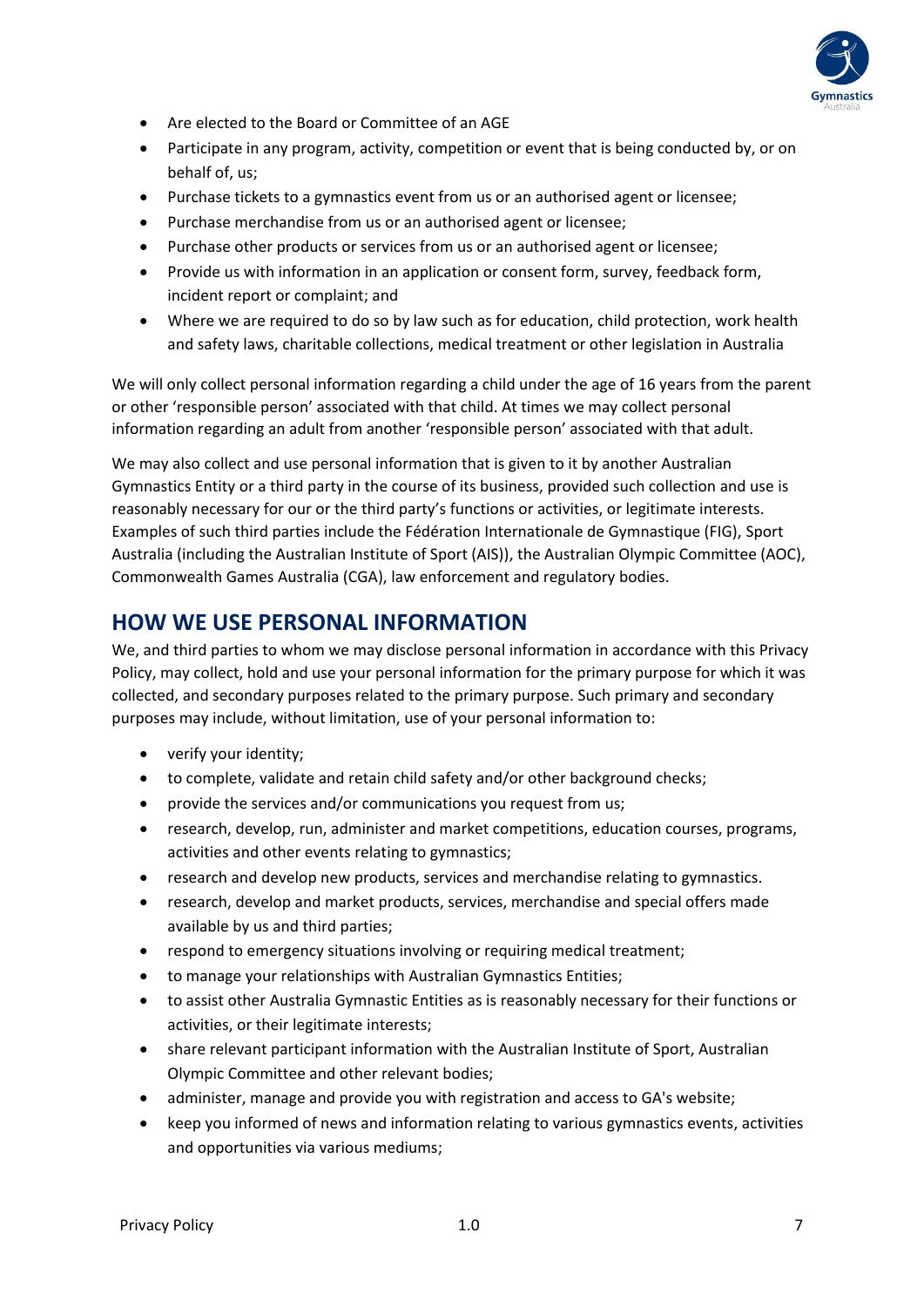- Are elected to the Board or Committee of an AGE
- Participate in any program, activity, competition or event that is being conducted by, or on behalf of, us;
- Purchase tickets to a gymnastics event from us or an authorised agent or licensee;
- Purchase merchandise from us or an authorised agent or licensee;
- Purchase other products or services from us or an authorised agent or licensee;
- Provide us with information in an application or consent form, survey, feedback form, incident report or complaint; and
- Where we are required to do so by law such as for education, child protection, work health and safety laws, charitable collections, medical treatment or other legislation in Australia

We will only collect personal information regarding a child under the age of 16 years from the parent or other 'responsible person' associated with that child. At times we may collect personal information regarding an adult from another 'responsible person' associated with that adult.

We may also collect and use personal information that is given to it by another Australian Gymnastics Entity or a third party in the course of its business, provided such collection and use is reasonably necessary for our or the third party's functions or activities, or legitimate interests. Examples of such third parties include the Fédération Internationale de Gymnastique (FIG), Sport Australia (including the Australian Institute of Sport (AIS)), the Australian Olympic Committee (AOC), Commonwealth Games Australia (CGA), law enforcement and regulatory bodies.

## HOW WE USE PERSONAL INFORMATION

We, and third parties to whom we may disclose personal information in accordance with this Privacy Policy, may collect, hold and use your personal information for the primary purpose for which it was collected, and secondary purposes related to the primary purpose. Such primary and secondary purposes may include, without limitation, use of your personal information to:

- verify your identity;
- to complete, validate and retain child safety and/or other background checks;
- provide the services and/or communications you request from us;
- research, develop, run, administer and market competitions, education courses, programs, activities and other events relating to gymnastics;
- research and develop new products, services and merchandise relating to gymnastics.
- research, develop and market products, services, merchandise and special offers made available by us and third parties;
- respond to emergency situations involving or requiring medical treatment;
- to manage your relationships with Australian Gymnastics Entities;
- to assist other Australia Gymnastic Entities as is reasonably necessary for their functions or activities, or their legitimate interests;
- share relevant participant information with the Australian Institute of Sport, Australian Olympic Committee and other relevant bodies;
- administer, manage and provide you with registration and access to GA's website;
- keep you informed of news and information relating to various gymnastics events, activities and opportunities via various mediums;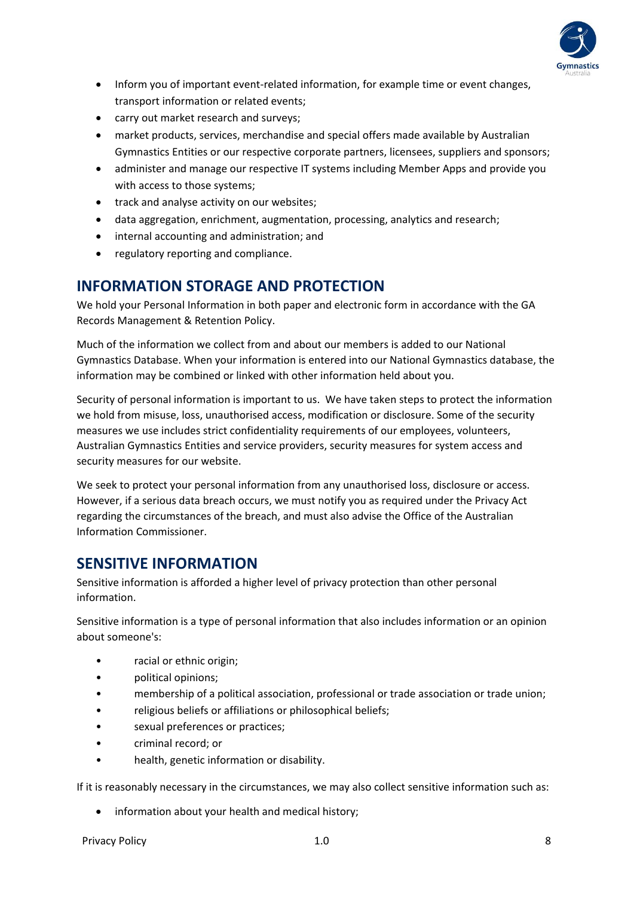- Inform you of important event-related information, for example time or event changes, transport information or related events;
- carry out market research and surveys;
- market products, services, merchandise and special offers made available by Australian Gymnastics Entities or our respective corporate partners, licensees, suppliers and sponsors;
- administer and manage our respective IT systems including Member Apps and provide you with access to those systems;
- track and analyse activity on our websites;
- data aggregation, enrichment, augmentation, processing, analytics and research;
- internal accounting and administration; and
- regulatory reporting and compliance.

## INFORMATION STORAGE AND PROTECTION

We hold your Personal Information in both paper and electronic form in accordance with the GA Records Management & Retention Policy.

Much of the information we collect from and about our members is added to our National Gymnastics Database. When your information is entered into our National Gymnastics database, the information may be combined or linked with other information held about you.

Security of personal information is important to us. We have taken steps to protect the information we hold from misuse, loss, unauthorised access, modification or disclosure. Some of the security measures we use includes strict confidentiality requirements of our employees, volunteers, Australian Gymnastics Entities and service providers, security measures for system access and security measures for our website.

We seek to protect your personal information from any unauthorised loss, disclosure or access. However, if a serious data breach occurs, we must notify you as required under the Privacy Act regarding the circumstances of the breach, and must also advise the Office of the Australian Information Commissioner.

## SENSITIVE INFORMATION

Sensitive information is afforded a higher level of privacy protection than other personal information.

Sensitive information is a type of personal information that also includes information or an opinion about someone's:

- racial or ethnic origin;
- political opinions;
- membership of a political association, professional or trade association or trade union;
- religious beliefs or affiliations or philosophical beliefs;
- sexual preferences or practices;
- criminal record; or
- health, genetic information or disability.

If it is reasonably necessary in the circumstances, we may also collect sensitive information such as:

- information about your health and medical history;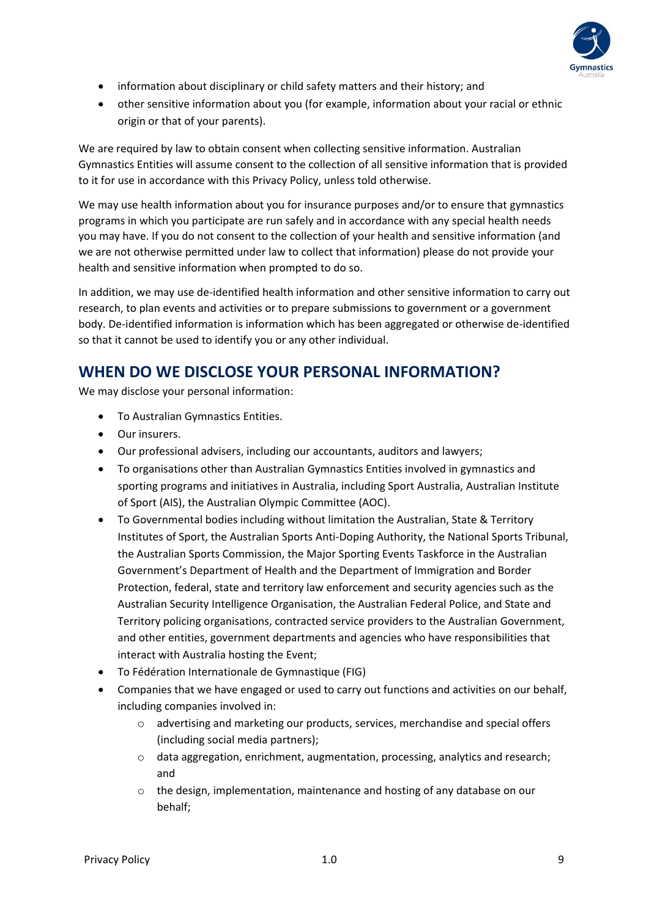- information about disciplinary or child safety matters and their history; and
- other sensitive information about you (for example, information about your racial or ethnic origin or that of your parents).

We are required by law to obtain consent when collecting sensitive information. Australian Gymnastics Entities will assume consent to the collection of all sensitive information that is provided to it for use in accordance with this Privacy Policy, unless told otherwise.

We may use health information about you for insurance purposes and/or to ensure that gymnastics programs in which you participate are run safely and in accordance with any special health needs you may have. If you do not consent to the collection of your health and sensitive information (and we are not otherwise permitted under law to collect that information) please do not provide your health and sensitive information when prompted to do so.

In addition, we may use de-identified health information and other sensitive information to carry out research, to plan events and activities or to prepare submissions to government or a government body. De-identified information is information which has been aggregated or otherwise de-identified so that it cannot be used to identify you or any other individual.

## WHEN DO WE DISCLOSE YOUR PERSONAL INFORMATION?

We may disclose your personal information:

- To Australian Gymnastics Entities.
- Our insurers.
- Our professional advisers, including our accountants, auditors and lawyers;
- To organisations other than Australian Gymnastics Entities involved in gymnastics and sporting programs and initiatives in Australia, including Sport Australia, Australian Institute of Sport (AIS), the Australian Olympic Committee (AOC).
- To Governmental bodies including without limitation the Australian, State & Territory Institutes of Sport, the Australian Sports Anti-Doping Authority, the National Sports Tribunal, the Australian Sports Commission, the Major Sporting Events Taskforce in the Australian Government's Department of Health and the Department of Immigration and Border Protection, federal, state and territory law enforcement and security agencies such as the Australian Security Intelligence Organisation, the Australian Federal Police, and State and Territory policing organisations, contracted service providers to the Australian Government, and other entities, government departments and agencies who have responsibilities that interact with Australia hosting the Event;
- To Fédération Internationale de Gymnastique (FIG)
- Companies that we have engaged or used to carry out functions and activities on our behalf, including companies involved in:
  - advertising and marketing our products, services, merchandise and special offers (including social media partners);
  - data aggregation, enrichment, augmentation, processing, analytics and research; and
  - the design, implementation, maintenance and hosting of any database on our behalf;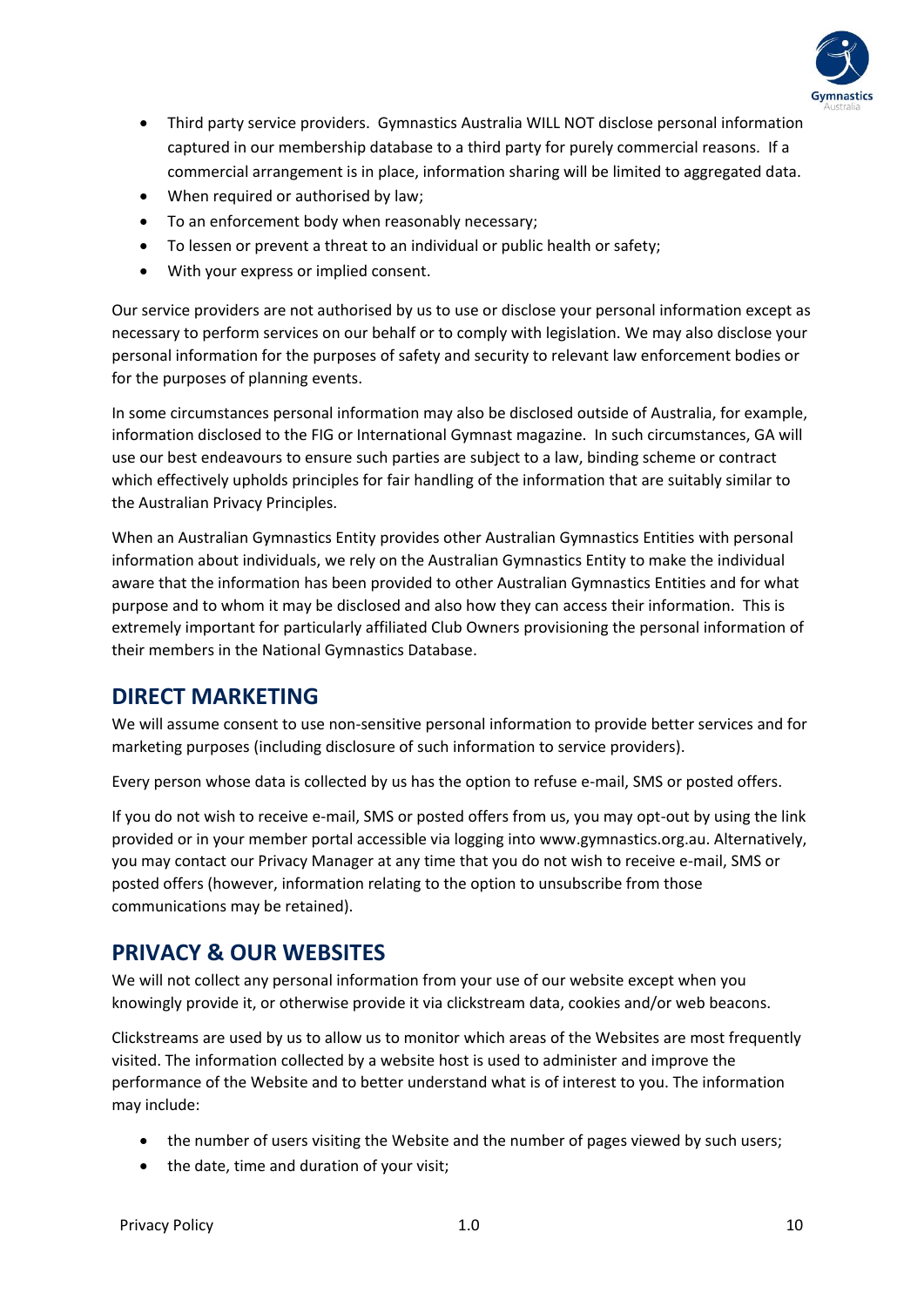- Third party service providers. Gymnastics Australia WILL NOT disclose personal information captured in our membership database to a third party for purely commercial reasons. If a commercial arrangement is in place, information sharing will be limited to aggregated data.
- When required or authorised by law;
- To an enforcement body when reasonably necessary;
- To lessen or prevent a threat to an individual or public health or safety;
- With your express or implied consent.

Our service providers are not authorised by us to use or disclose your personal information except as necessary to perform services on our behalf or to comply with legislation. We may also disclose your personal information for the purposes of safety and security to relevant law enforcement bodies or for the purposes of planning events.

In some circumstances personal information may also be disclosed outside of Australia, for example, information disclosed to the FIG or International Gymnast magazine. In such circumstances, GA will use our best endeavours to ensure such parties are subject to a law, binding scheme or contract which effectively upholds principles for fair handling of the information that are suitably similar to the Australian Privacy Principles.

When an Australian Gymnastics Entity provides other Australian Gymnastics Entities with personal information about individuals, we rely on the Australian Gymnastics Entity to make the individual aware that the information has been provided to other Australian Gymnastics Entities and for what purpose and to whom it may be disclosed and also how they can access their information. This is extremely important for particularly affiliated Club Owners provisioning the personal information of their members in the National Gymnastics Database.

## DIRECT MARKETING

We will assume consent to use non-sensitive personal information to provide better services and for marketing purposes (including disclosure of such information to service providers).

Every person whose data is collected by us has the option to refuse e-mail, SMS or posted offers.

If you do not wish to receive e-mail, SMS or posted offers from us, you may opt-out by using the link provided or in your member portal accessible via logging into www.gymnastics.org.au. Alternatively, you may contact our Privacy Manager at any time that you do not wish to receive e-mail, SMS or posted offers (however, information relating to the option to unsubscribe from those communications may be retained).

## PRIVACY & OUR WEBSITES

We will not collect any personal information from your use of our website except when you knowingly provide it, or otherwise provide it via clickstream data, cookies and/or web beacons.

Clickstreams are used by us to allow us to monitor which areas of the Websites are most frequently visited. The information collected by a website host is used to administer and improve the performance of the Website and to better understand what is of interest to you. The information may include:

- the number of users visiting the Website and the number of pages viewed by such users;
- the date, time and duration of your visit;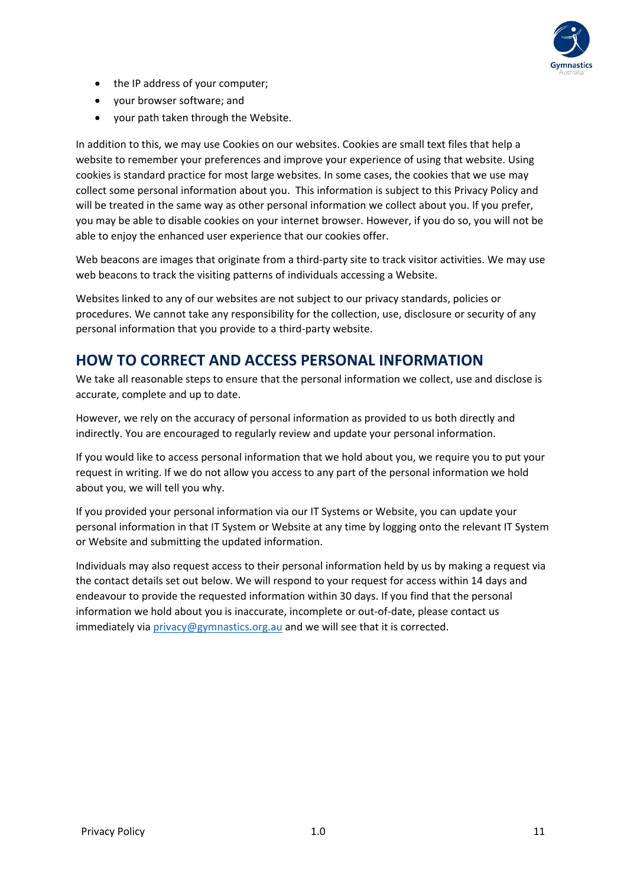- the IP address of your computer;
- your browser software; and
- your path taken through the Website.

In addition to this, we may use Cookies on our websites. Cookies are small text files that help a website to remember your preferences and improve your experience of using that website. Using cookies is standard practice for most large websites. In some cases, the cookies that we use may collect some personal information about you. This information is subject to this Privacy Policy and will be treated in the same way as other personal information we collect about you. If you prefer, you may be able to disable cookies on your internet browser. However, if you do so, you will not be able to enjoy the enhanced user experience that our cookies offer.

Web beacons are images that originate from a third-party site to track visitor activities. We may use web beacons to track the visiting patterns of individuals accessing a Website.

Websites linked to any of our websites are not subject to our privacy standards, policies or procedures. We cannot take any responsibility for the collection, use, disclosure or security of any personal information that you provide to a third-party website.

## HOW TO CORRECT AND ACCESS PERSONAL INFORMATION

We take all reasonable steps to ensure that the personal information we collect, use and disclose is accurate, complete and up to date.

However, we rely on the accuracy of personal information as provided to us both directly and indirectly. You are encouraged to regularly review and update your personal information.

If you would like to access personal information that we hold about you, we require you to put your request in writing. If we do not allow you access to any part of the personal information we hold about you, we will tell you why.

If you provided your personal information via our IT Systems or Website, you can update your personal information in that IT System or Website at any time by logging onto the relevant IT System or Website and submitting the updated information.

Individuals may also request access to their personal information held by us by making a request via the contact details set out below. We will respond to your request for access within 14 days and endeavour to provide the requested information within 30 days. If you find that the personal information we hold about you is inaccurate, incomplete or out-of-date, please contact us immediately via [privacy@gymnastics.org.au](mailto:privacy@gymnastics.org.au) and we will see that it is corrected.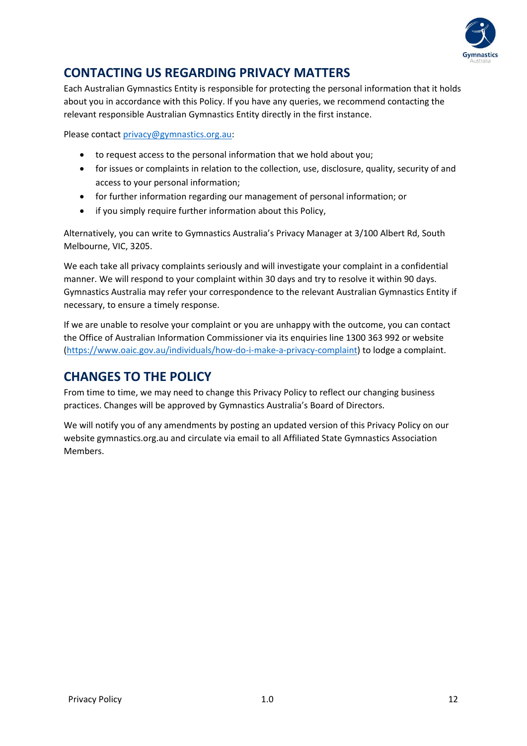## CONTACTING US REGARDING PRIVACY MATTERS

Each Australian Gymnastics Entity is responsible for protecting the personal information that it holds about you in accordance with this Policy. If you have any queries, we recommend contacting the relevant responsible Australian Gymnastics Entity directly in the first instance.

Please contact privacy@gymnastics.org.au:

- to request access to the personal information that we hold about you;
- for issues or complaints in relation to the collection, use, disclosure, quality, security of and access to your personal information;
- for further information regarding our management of personal information; or
- if you simply require further information about this Policy,

Alternatively, you can write to Gymnastics Australia's Privacy Manager at 3/100 Albert Rd, South Melbourne, VIC, 3205.

We each take all privacy complaints seriously and will investigate your complaint in a confidential manner. We will respond to your complaint within 30 days and try to resolve it within 90 days. Gymnastics Australia may refer your correspondence to the relevant Australian Gymnastics Entity if necessary, to ensure a timely response.

If we are unable to resolve your complaint or you are unhappy with the outcome, you can contact the Office of Australian Information Commissioner via its enquiries line 1300 363 992 or website (https://www.oaic.gov.au/individuals/how-do-i-make-a-privacy-complaint) to lodge a complaint.

## CHANGES TO THE POLICY

From time to time, we may need to change this Privacy Policy to reflect our changing business practices. Changes will be approved by Gymnastics Australia's Board of Directors.

We will notify you of any amendments by posting an updated version of this Privacy Policy on our website gymnastics.org.au and circulate via email to all Affiliated State Gymnastics Association Members.